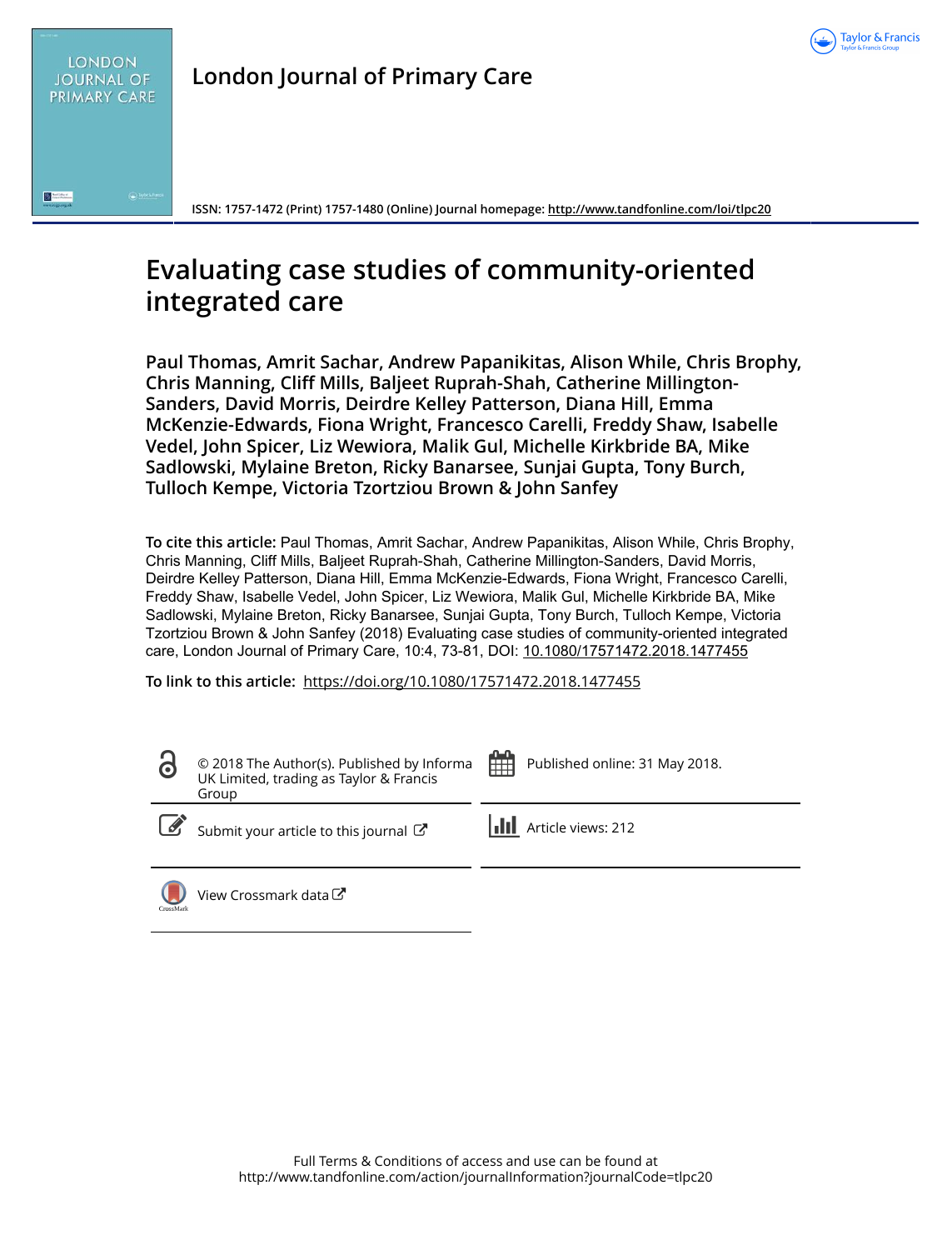London Journal of Primary Care

ISSN: 1757-1472 (Print) 1757-1480 (Online) Journal homepage: http://www.tandfonline.com/loi/tlpc20

# Evaluating case studies of community-oriented integrated care

**Paul Thomas, Amrit Sachar, Andrew Papanikitas, Alison While, Chris Brophy, Chris Manning, Cliff Mills, Baljeet Ruprah-Shah, Catherine Millington-Sanders, David Morris, Deirdre Kelley Patterson, Diana Hill, Emma McKenzie-Edwards, Fiona Wright, Francesco Carelli, Freddy Shaw, Isabelle Vedel, John Spicer, Liz Wewiora, Malik Gul, Michelle Kirkbride BA, Mike Sadlowski, Mylaine Breton, Ricky Banarsee, Sunjai Gupta, Tony Burch, Tulloch Kempe, Victoria Tzortziou Brown & John Sanfey**

**To cite this article:** Paul Thomas, Amrit Sachar, Andrew Papanikitas, Alison While, Chris Brophy, Chris Manning, Cliff Mills, Baljeet Ruprah-Shah, Catherine Millington-Sanders, David Morris, Deirdre Kelley Patterson, Diana Hill, Emma McKenzie-Edwards, Fiona Wright, Francesco Carelli, Freddy Shaw, Isabelle Vedel, John Spicer, Liz Wewiora, Malik Gul, Michelle Kirkbride BA, Mike Sadlowski, Mylaine Breton, Ricky Banarsee, Sunjai Gupta, Tony Burch, Tulloch Kempe, Victoria Tzortziou Brown & John Sanfey (2018) Evaluating case studies of community-oriented integrated care, London Journal of Primary Care, 10:4, 73-81, DOI: 10.1080/17571472.2018.1477455

**To link to this article:** https://doi.org/10.1080/17571472.2018.1477455

© 2018 The Author(s). Published by Informa UK Limited, trading as Taylor & Francis Group

Published online: 31 May 2018.

Submit your article to this journal

Article views: 212

View Crossmark data

Full Terms & Conditions of access and use can be found at
http://www.tandfonline.com/action/journalInformation?journalCode=tlpc20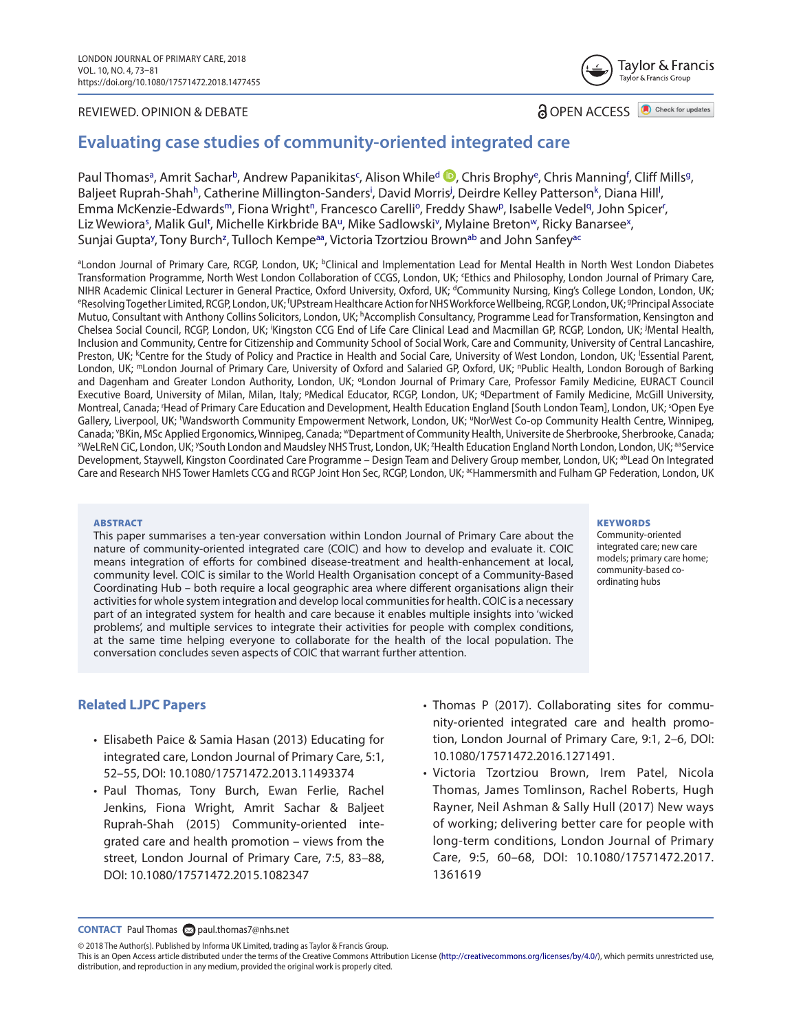REVIEWED. OPINION & DEBATE

OPEN ACCESS

# Evaluating case studies of community-oriented integrated care

Paul Thomas[a], Amrit Sachar[b], Andrew Papanikitas[c], Alison While[d], Chris Brophy[e], Chris Manning[f], Cliff Mills[g], Baljeet Ruprah-Shah[h], Catherine Millington-Sanders[i], David Morris[j], Deirdre Kelley Patterson[k], Diana Hill[l], Emma McKenzie-Edwards[m], Fiona Wright[n], Francesco Carelli[o], Freddy Shaw[p], Isabelle Vedel[q], John Spicer[r], Liz Wewiora[s], Malik Gul[t], Michelle Kirkbride BA[u], Mike Sadlowski[v], Mylaine Breton[w], Ricky Banarsee[x], Sunjai Gupta[y], Tony Burch[z], Tulloch Kempe[aa], Victoria Tzortziou Brown[ab] and John Sanfey[ac]

[a]London Journal of Primary Care, RCGP, London, UK; [b]Clinical and Implementation Lead for Mental Health in North West London Diabetes Transformation Programme, North West London Collaboration of CCGS, London, UK; [c]Ethics and Philosophy, London Journal of Primary Care, NIHR Academic Clinical Lecturer in General Practice, Oxford University, Oxford, UK; [d]Community Nursing, King's College London, London, UK; [e]Resolving Together Limited, RCGP, London, UK; [f]UPstream Healthcare Action for NHS Workforce Wellbeing, RCGP, London, UK; [g]Principal Associate Mutuo, Consultant with Anthony Collins Solicitors, London, UK; [h]Accomplish Consultancy, Programme Lead for Transformation, Kensington and Chelsea Social Council, RCGP, London, UK; [i]Kingston CCG End of Life Care Clinical Lead and Macmillan GP, RCGP, London, UK; [j]Mental Health, Inclusion and Community, Centre for Citizenship and Community School of Social Work, Care and Community, University of Central Lancashire, Preston, UK; [k]Centre for the Study of Policy and Practice in Health and Social Care, University of West London, London, UK; [l]Essential Parent, London, UK; [m]London Journal of Primary Care, University of Oxford and Salaried GP, Oxford, UK; [n]Public Health, London Borough of Barking and Dagenham and Greater London Authority, London, UK; [o]London Journal of Primary Care, Professor Family Medicine, EURACT Council Executive Board, University of Milan, Milan, Italy; [p]Medical Educator, RCGP, London, UK; [q]Department of Family Medicine, McGill University, Montreal, Canada; [r]Head of Primary Care Education and Development, Health Education England [South London Team], London, UK; [s]Open Eye Gallery, Liverpool, UK; [t]Wandsworth Community Empowerment Network, London, UK; [u]NorWest Co-op Community Health Centre, Winnipeg, Canada; [v]BKin, MSc Applied Ergonomics, Winnipeg, Canada; [w]Department of Community Health, Universite de Sherbrooke, Sherbrooke, Canada; [x]WeLReN CiC, London, UK; [y]South London and Maudsley NHS Trust, London, UK; [z]Health Education England North London, London, UK; [aa]Service Development, Staywell, Kingston Coordinated Care Programme – Design Team and Delivery Group member, London, UK; [ab]Lead On Integrated Care and Research NHS Tower Hamlets CCG and RCGP Joint Hon Sec, RCGP, London, UK; [ac]Hammersmith and Fulham GP Federation, London, UK

### ABSTRACT

This paper summarises a ten-year conversation within London Journal of Primary Care about the nature of community-oriented integrated care (COIC) and how to develop and evaluate it. COIC means integration of efforts for combined disease-treatment and health-enhancement at local, community level. COIC is similar to the World Health Organisation concept of a Community-Based Coordinating Hub – both require a local geographic area where different organisations align their activities for whole system integration and develop local communities for health. COIC is a necessary part of an integrated system for health and care because it enables multiple insights into 'wicked problems', and multiple services to integrate their activities for people with complex conditions, at the same time helping everyone to collaborate for the health of the local population. The conversation concludes seven aspects of COIC that warrant further attention.

### KEYWORDS

Community-oriented integrated care; new care models; primary care home; community-based co-ordinating hubs

## Related LJPC Papers

- Elisabeth Paice & Samia Hasan (2013) Educating for integrated care, London Journal of Primary Care, 5:1, 52–55, DOI: 10.1080/17571472.2013.11493374
- Paul Thomas, Tony Burch, Ewan Ferlie, Rachel Jenkins, Fiona Wright, Amrit Sachar & Baljeet Ruprah-Shah (2015) Community-oriented integrated care and health promotion – views from the street, London Journal of Primary Care, 7:5, 83–88, DOI: 10.1080/17571472.2015.1082347
- Thomas P (2017). Collaborating sites for community-oriented integrated care and health promotion, London Journal of Primary Care, 9:1, 2–6, DOI: 10.1080/17571472.2016.1271491.
- Victoria Tzortziou Brown, Irem Patel, Nicola Thomas, James Tomlinson, Rachel Roberts, Hugh Rayner, Neil Ashman & Sally Hull (2017) New ways of working; delivering better care for people with long-term conditions, London Journal of Primary Care, 9:5, 60–68, DOI: 10.1080/17571472.2017.1361619

**CONTACT** Paul Thomas paul.thomas7@nhs.net

© 2018 The Author(s). Published by Informa UK Limited, trading as Taylor & Francis Group.
This is an Open Access article distributed under the terms of the Creative Commons Attribution License (http://creativecommons.org/licenses/by/4.0/), which permits unrestricted use, distribution, and reproduction in any medium, provided the original work is properly cited.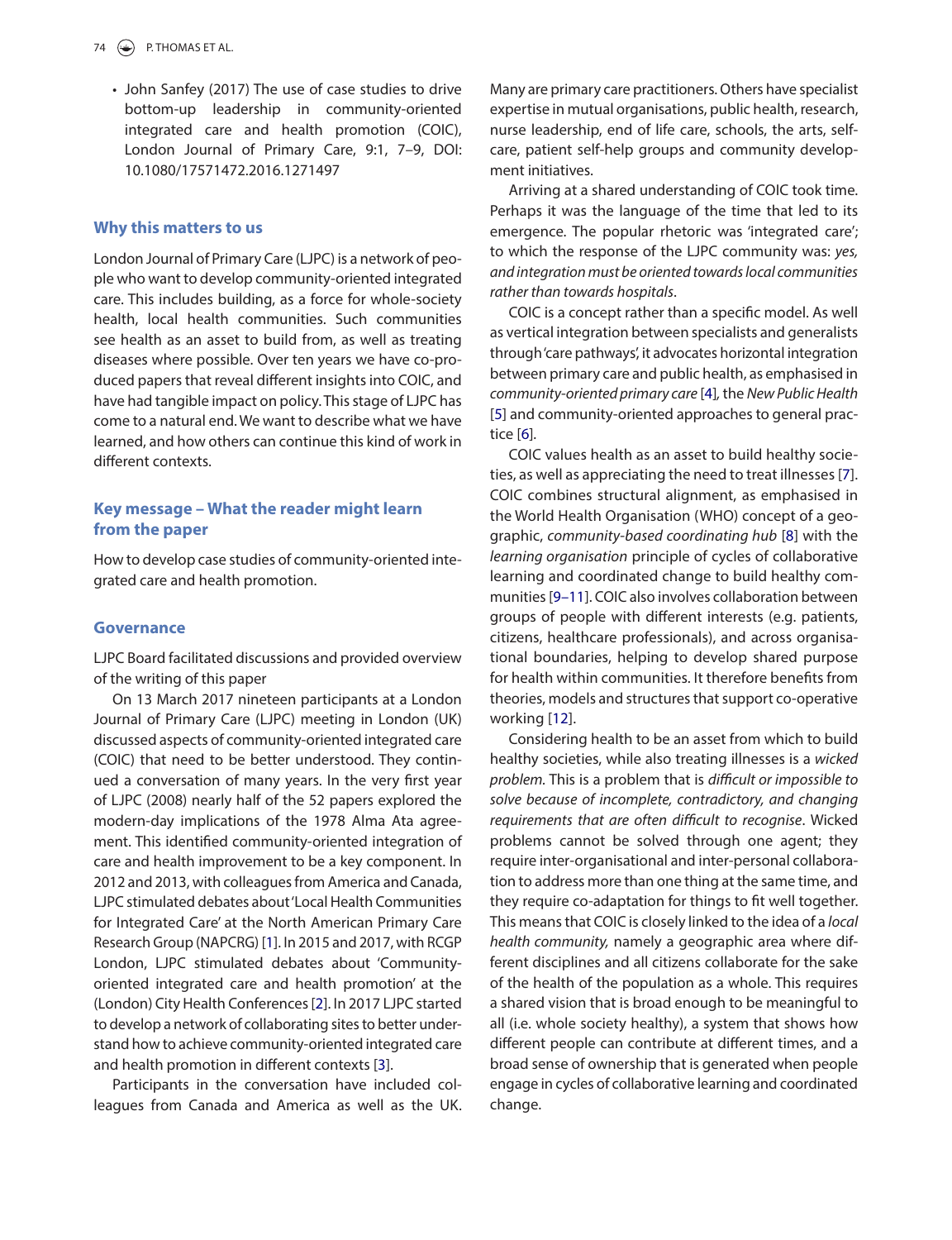- John Sanfey (2017) The use of case studies to drive bottom-up leadership in community-oriented integrated care and health promotion (COIC), London Journal of Primary Care, 9:1, 7–9, DOI: 10.1080/17571472.2016.1271497

## Why this matters to us

London Journal of Primary Care (LJPC) is a network of people who want to develop community-oriented integrated care. This includes building, as a force for whole-society health, local health communities. Such communities see health as an asset to build from, as well as treating diseases where possible. Over ten years we have co-produced papers that reveal different insights into COIC, and have had tangible impact on policy. This stage of LJPC has come to a natural end. We want to describe what we have learned, and how others can continue this kind of work in different contexts.

## Key message – What the reader might learn from the paper

How to develop case studies of community-oriented integrated care and health promotion.

## Governance

LJPC Board facilitated discussions and provided overview of the writing of this paper

On 13 March 2017 nineteen participants at a London Journal of Primary Care (LJPC) meeting in London (UK) discussed aspects of community-oriented integrated care (COIC) that need to be better understood. They continued a conversation of many years. In the very first year of LJPC (2008) nearly half of the 52 papers explored the modern-day implications of the 1978 Alma Ata agreement. This identified community-oriented integration of care and health improvement to be a key component. In 2012 and 2013, with colleagues from America and Canada, LJPC stimulated debates about 'Local Health Communities for Integrated Care' at the North American Primary Care Research Group (NAPCRG) [1]. In 2015 and 2017, with RCGP London, LJPC stimulated debates about 'Community-oriented integrated care and health promotion' at the (London) City Health Conferences [2]. In 2017 LJPC started to develop a network of collaborating sites to better understand how to achieve community-oriented integrated care and health promotion in different contexts [3].

Participants in the conversation have included colleagues from Canada and America as well as the UK. Many are primary care practitioners. Others have specialist expertise in mutual organisations, public health, research, nurse leadership, end of life care, schools, the arts, self-care, patient self-help groups and community development initiatives.

Arriving at a shared understanding of COIC took time. Perhaps it was the language of the time that led to its emergence. The popular rhetoric was 'integrated care'; to which the response of the LJPC community was: *yes, and integration must be oriented towards local communities rather than towards hospitals*.

COIC is a concept rather than a specific model. As well as vertical integration between specialists and generalists through 'care pathways', it advocates horizontal integration between primary care and public health, as emphasised in *community-oriented primary care* [4], the *New Public Health* [5] and community-oriented approaches to general practice [6].

COIC values health as an asset to build healthy societies, as well as appreciating the need to treat illnesses [7]. COIC combines structural alignment, as emphasised in the World Health Organisation (WHO) concept of a geographic, *community-based coordinating hub* [8] with the *learning organisation* principle of cycles of collaborative learning and coordinated change to build healthy communities [9–11]. COIC also involves collaboration between groups of people with different interests (e.g. patients, citizens, healthcare professionals), and across organisational boundaries, helping to develop shared purpose for health within communities. It therefore benefits from theories, models and structures that support co-operative working [12].

Considering health to be an asset from which to build healthy societies, while also treating illnesses is a *wicked problem*. This is a problem that is *difficult or impossible to solve because of incomplete, contradictory, and changing requirements that are often difficult to recognise*. Wicked problems cannot be solved through one agent; they require inter-organisational and inter-personal collaboration to address more than one thing at the same time, and they require co-adaptation for things to fit well together. This means that COIC is closely linked to the idea of a *local health community,* namely a geographic area where different disciplines and all citizens collaborate for the sake of the health of the population as a whole. This requires a shared vision that is broad enough to be meaningful to all (i.e. whole society healthy), a system that shows how different people can contribute at different times, and a broad sense of ownership that is generated when people engage in cycles of collaborative learning and coordinated change.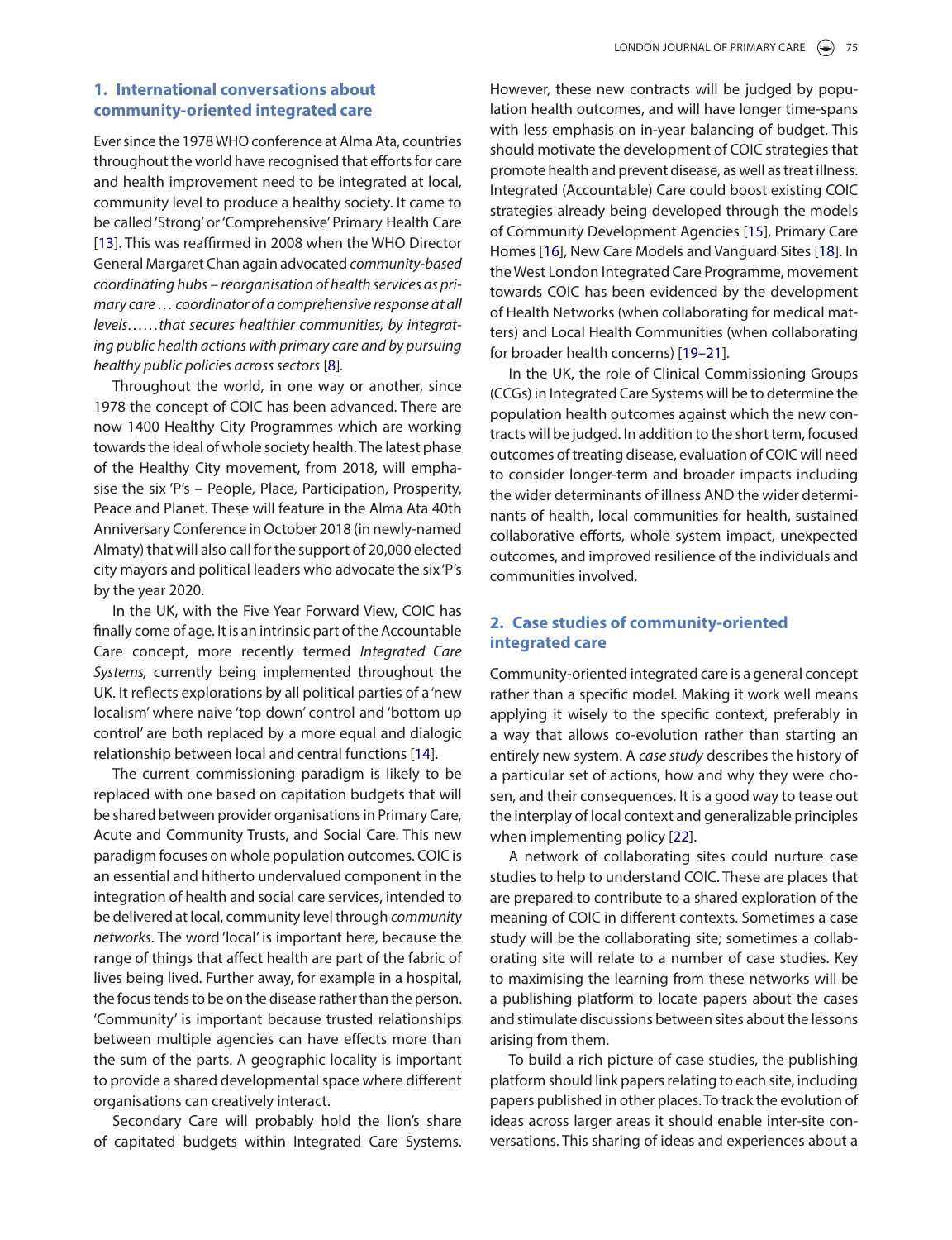## 1. International conversations about community-oriented integrated care

Ever since the 1978 WHO conference at Alma Ata, countries throughout the world have recognised that efforts for care and health improvement need to be integrated at local, community level to produce a healthy society. It came to be called 'Strong' or 'Comprehensive' Primary Health Care [13]. This was reaffirmed in 2008 when the WHO Director General Margaret Chan again advocated *community-based coordinating hubs – reorganisation of health services as primary care … coordinator of a comprehensive response at all levels……that secures healthier communities, by integrating public health actions with primary care and by pursuing healthy public policies across sectors* [8].

Throughout the world, in one way or another, since 1978 the concept of COIC has been advanced. There are now 1400 Healthy City Programmes which are working towards the ideal of whole society health. The latest phase of the Healthy City movement, from 2018, will emphasise the six 'P's – People, Place, Participation, Prosperity, Peace and Planet. These will feature in the Alma Ata 40th Anniversary Conference in October 2018 (in newly-named Almaty) that will also call for the support of 20,000 elected city mayors and political leaders who advocate the six 'P's by the year 2020.

In the UK, with the Five Year Forward View, COIC has finally come of age. It is an intrinsic part of the Accountable Care concept, more recently termed *Integrated Care Systems,* currently being implemented throughout the UK. It reflects explorations by all political parties of a 'new localism' where naive 'top down' control and 'bottom up control' are both replaced by a more equal and dialogic relationship between local and central functions [14].

The current commissioning paradigm is likely to be replaced with one based on capitation budgets that will be shared between provider organisations in Primary Care, Acute and Community Trusts, and Social Care. This new paradigm focuses on whole population outcomes. COIC is an essential and hitherto undervalued component in the integration of health and social care services, intended to be delivered at local, community level through *community networks*. The word 'local' is important here, because the range of things that affect health are part of the fabric of lives being lived. Further away, for example in a hospital, the focus tends to be on the disease rather than the person. 'Community' is important because trusted relationships between multiple agencies can have effects more than the sum of the parts. A geographic locality is important to provide a shared developmental space where different organisations can creatively interact.

Secondary Care will probably hold the lion's share of capitated budgets within Integrated Care Systems. However, these new contracts will be judged by population health outcomes, and will have longer time-spans with less emphasis on in-year balancing of budget. This should motivate the development of COIC strategies that promote health and prevent disease, as well as treat illness. Integrated (Accountable) Care could boost existing COIC strategies already being developed through the models of Community Development Agencies [15], Primary Care Homes [16], New Care Models and Vanguard Sites [18]. In the West London Integrated Care Programme, movement towards COIC has been evidenced by the development of Health Networks (when collaborating for medical matters) and Local Health Communities (when collaborating for broader health concerns) [19–21].

In the UK, the role of Clinical Commissioning Groups (CCGs) in Integrated Care Systems will be to determine the population health outcomes against which the new contracts will be judged. In addition to the short term, focused outcomes of treating disease, evaluation of COIC will need to consider longer-term and broader impacts including the wider determinants of illness AND the wider determinants of health, local communities for health, sustained collaborative efforts, whole system impact, unexpected outcomes, and improved resilience of the individuals and communities involved.

## 2. Case studies of community-oriented integrated care

Community-oriented integrated care is a general concept rather than a specific model. Making it work well means applying it wisely to the specific context, preferably in a way that allows co-evolution rather than starting an entirely new system. A *case study* describes the history of a particular set of actions, how and why they were chosen, and their consequences. It is a good way to tease out the interplay of local context and generalizable principles when implementing policy [22].

A network of collaborating sites could nurture case studies to help to understand COIC. These are places that are prepared to contribute to a shared exploration of the meaning of COIC in different contexts. Sometimes a case study will be the collaborating site; sometimes a collaborating site will relate to a number of case studies. Key to maximising the learning from these networks will be a publishing platform to locate papers about the cases and stimulate discussions between sites about the lessons arising from them.

To build a rich picture of case studies, the publishing platform should link papers relating to each site, including papers published in other places. To track the evolution of ideas across larger areas it should enable inter-site conversations. This sharing of ideas and experiences about a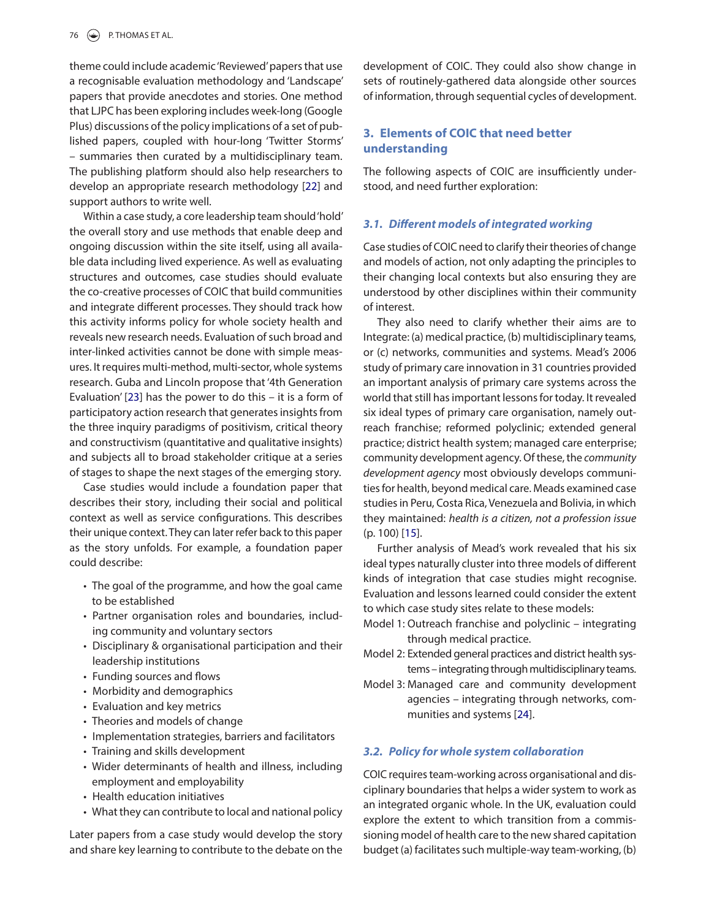theme could include academic 'Reviewed' papers that use a recognisable evaluation methodology and 'Landscape' papers that provide anecdotes and stories. One method that LJPC has been exploring includes week-long (Google Plus) discussions of the policy implications of a set of published papers, coupled with hour-long 'Twitter Storms' – summaries then curated by a multidisciplinary team. The publishing platform should also help researchers to develop an appropriate research methodology [22] and support authors to write well.

Within a case study, a core leadership team should 'hold' the overall story and use methods that enable deep and ongoing discussion within the site itself, using all available data including lived experience. As well as evaluating structures and outcomes, case studies should evaluate the co-creative processes of COIC that build communities and integrate different processes. They should track how this activity informs policy for whole society health and reveals new research needs. Evaluation of such broad and inter-linked activities cannot be done with simple measures. It requires multi-method, multi-sector, whole systems research. Guba and Lincoln propose that '4th Generation Evaluation' [23] has the power to do this – it is a form of participatory action research that generates insights from the three inquiry paradigms of positivism, critical theory and constructivism (quantitative and qualitative insights) and subjects all to broad stakeholder critique at a series of stages to shape the next stages of the emerging story.

Case studies would include a foundation paper that describes their story, including their social and political context as well as service configurations. This describes their unique context. They can later refer back to this paper as the story unfolds. For example, a foundation paper could describe:

- The goal of the programme, and how the goal came to be established
- Partner organisation roles and boundaries, including community and voluntary sectors
- Disciplinary & organisational participation and their leadership institutions
- Funding sources and flows
- Morbidity and demographics
- Evaluation and key metrics
- Theories and models of change
- Implementation strategies, barriers and facilitators
- Training and skills development
- Wider determinants of health and illness, including employment and employability
- Health education initiatives
- What they can contribute to local and national policy

Later papers from a case study would develop the story and share key learning to contribute to the debate on the development of COIC. They could also show change in sets of routinely-gathered data alongside other sources of information, through sequential cycles of development.

## 3. Elements of COIC that need better understanding

The following aspects of COIC are insufficiently understood, and need further exploration:

### 3.1. Different models of integrated working

Case studies of COIC need to clarify their theories of change and models of action, not only adapting the principles to their changing local contexts but also ensuring they are understood by other disciplines within their community of interest.

They also need to clarify whether their aims are to Integrate: (a) medical practice, (b) multidisciplinary teams, or (c) networks, communities and systems. Mead's 2006 study of primary care innovation in 31 countries provided an important analysis of primary care systems across the world that still has important lessons for today. It revealed six ideal types of primary care organisation, namely outreach franchise; reformed polyclinic; extended general practice; district health system; managed care enterprise; community development agency. Of these, the *community development agency* most obviously develops communities for health, beyond medical care. Meads examined case studies in Peru, Costa Rica, Venezuela and Bolivia, in which they maintained: *health is a citizen, not a profession issue* (p. 100) [15].

Further analysis of Mead's work revealed that his six ideal types naturally cluster into three models of different kinds of integration that case studies might recognise. Evaluation and lessons learned could consider the extent to which case study sites relate to these models:

Model 1: Outreach franchise and polyclinic – integrating through medical practice.

Model 2: Extended general practices and district health systems – integrating through multidisciplinary teams.

Model 3: Managed care and community development agencies – integrating through networks, communities and systems [24].

### 3.2. Policy for whole system collaboration

COIC requires team-working across organisational and disciplinary boundaries that helps a wider system to work as an integrated organic whole. In the UK, evaluation could explore the extent to which transition from a commissioning model of health care to the new shared capitation budget (a) facilitates such multiple-way team-working, (b)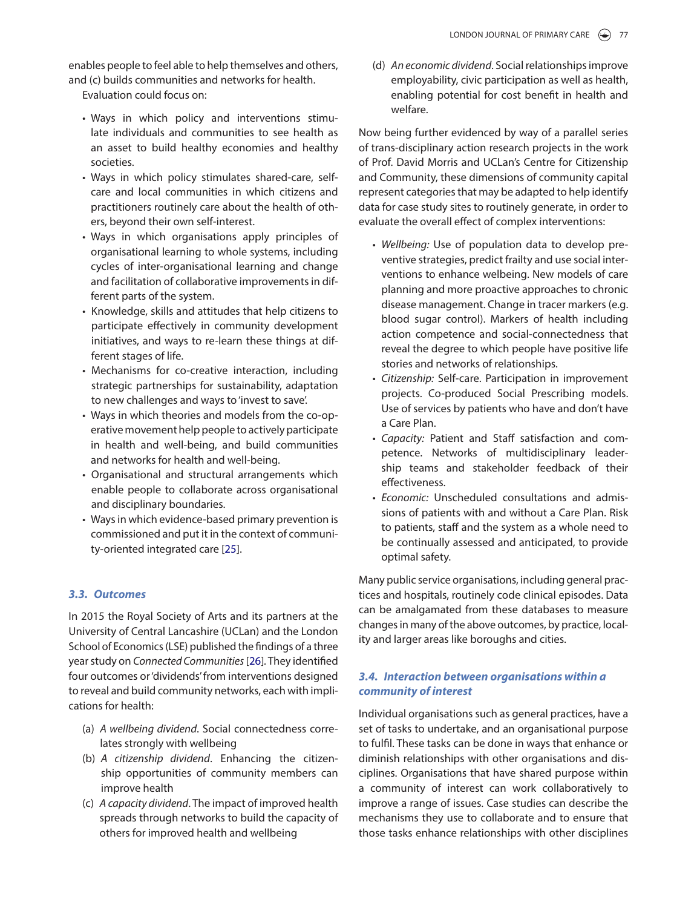enables people to feel able to help themselves and others, and (c) builds communities and networks for health.

Evaluation could focus on:

- Ways in which policy and interventions stimulate individuals and communities to see health as an asset to build healthy economies and healthy societies.
- Ways in which policy stimulates shared-care, self-care and local communities in which citizens and practitioners routinely care about the health of others, beyond their own self-interest.
- Ways in which organisations apply principles of organisational learning to whole systems, including cycles of inter-organisational learning and change and facilitation of collaborative improvements in different parts of the system.
- Knowledge, skills and attitudes that help citizens to participate effectively in community development initiatives, and ways to re-learn these things at different stages of life.
- Mechanisms for co-creative interaction, including strategic partnerships for sustainability, adaptation to new challenges and ways to 'invest to save'.
- Ways in which theories and models from the co-operative movement help people to actively participate in health and well-being, and build communities and networks for health and well-being.
- Organisational and structural arrangements which enable people to collaborate across organisational and disciplinary boundaries.
- Ways in which evidence-based primary prevention is commissioned and put it in the context of community-oriented integrated care [25].

### 3.3. Outcomes

In 2015 the Royal Society of Arts and its partners at the University of Central Lancashire (UCLan) and the London School of Economics (LSE) published the findings of a three year study on *Connected Communities* [26]. They identified four outcomes or 'dividends' from interventions designed to reveal and build community networks, each with implications for health:

(a) *A wellbeing dividend*. Social connectedness correlates strongly with wellbeing
(b) *A citizenship dividend*. Enhancing the citizenship opportunities of community members can improve health
(c) *A capacity dividend*. The impact of improved health spreads through networks to build the capacity of others for improved health and wellbeing
(d) *An economic dividend*. Social relationships improve employability, civic participation as well as health, enabling potential for cost benefit in health and welfare.

Now being further evidenced by way of a parallel series of trans-disciplinary action research projects in the work of Prof. David Morris and UCLan's Centre for Citizenship and Community, these dimensions of community capital represent categories that may be adapted to help identify data for case study sites to routinely generate, in order to evaluate the overall effect of complex interventions:

- *Wellbeing:* Use of population data to develop preventive strategies, predict frailty and use social interventions to enhance welbeing. New models of care planning and more proactive approaches to chronic disease management. Change in tracer markers (e.g. blood sugar control). Markers of health including action competence and social-connectedness that reveal the degree to which people have positive life stories and networks of relationships.
- *Citizenship:* Self-care. Participation in improvement projects. Co-produced Social Prescribing models. Use of services by patients who have and don't have a Care Plan.
- *Capacity:* Patient and Staff satisfaction and competence. Networks of multidisciplinary leadership teams and stakeholder feedback of their effectiveness.
- *Economic:* Unscheduled consultations and admissions of patients with and without a Care Plan. Risk to patients, staff and the system as a whole need to be continually assessed and anticipated, to provide optimal safety.

Many public service organisations, including general practices and hospitals, routinely code clinical episodes. Data can be amalgamated from these databases to measure changes in many of the above outcomes, by practice, locality and larger areas like boroughs and cities.

### 3.4. Interaction between organisations within a community of interest

Individual organisations such as general practices, have a set of tasks to undertake, and an organisational purpose to fulfil. These tasks can be done in ways that enhance or diminish relationships with other organisations and disciplines. Organisations that have shared purpose within a community of interest can work collaboratively to improve a range of issues. Case studies can describe the mechanisms they use to collaborate and to ensure that those tasks enhance relationships with other disciplines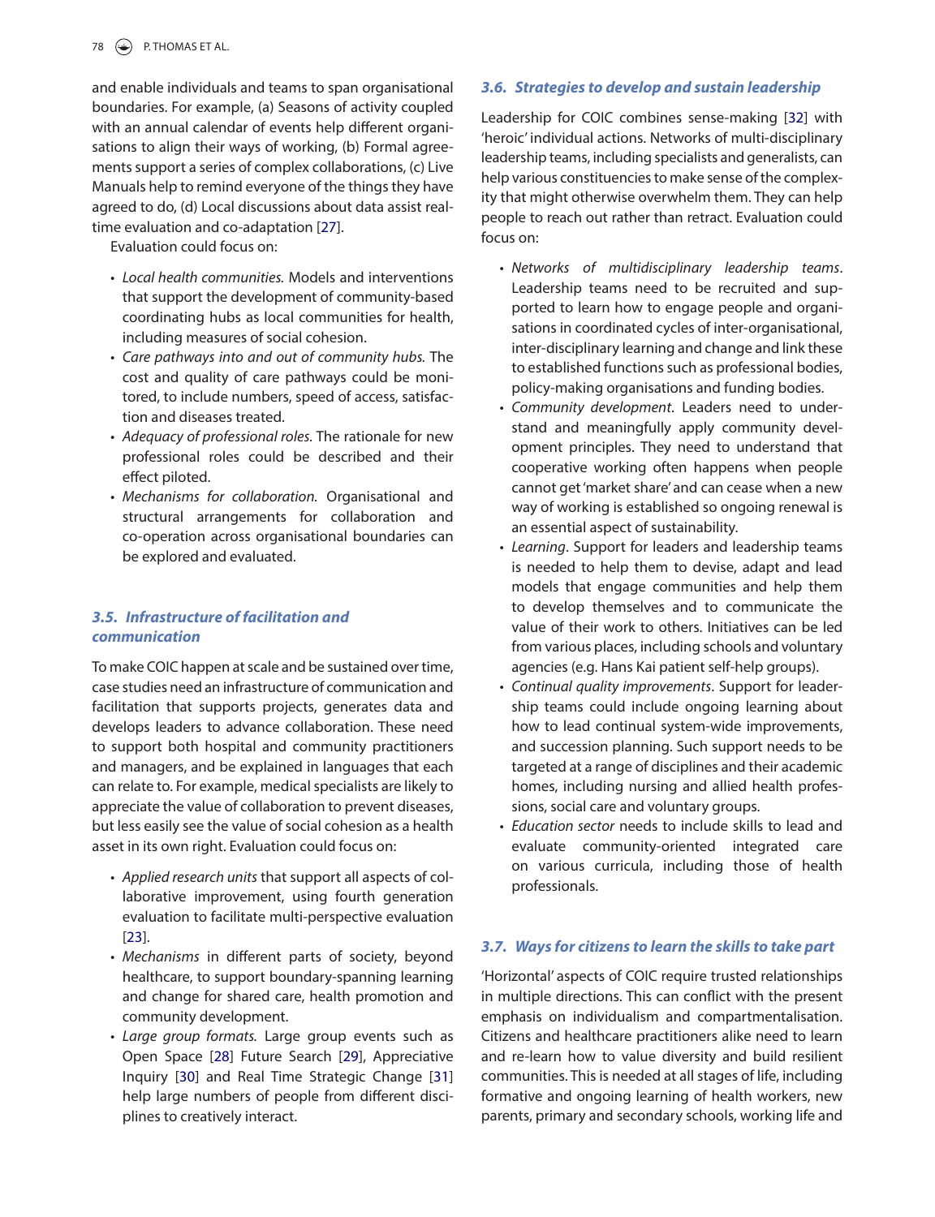and enable individuals and teams to span organisational boundaries. For example, (a) Seasons of activity coupled with an annual calendar of events help different organisations to align their ways of working, (b) Formal agreements support a series of complex collaborations, (c) Live Manuals help to remind everyone of the things they have agreed to do, (d) Local discussions about data assist real-time evaluation and co-adaptation [27].

Evaluation could focus on:

- *Local health communities.* Models and interventions that support the development of community-based coordinating hubs as local communities for health, including measures of social cohesion.
- *Care pathways into and out of community hubs.* The cost and quality of care pathways could be monitored, to include numbers, speed of access, satisfaction and diseases treated.
- *Adequacy of professional roles.* The rationale for new professional roles could be described and their effect piloted.
- *Mechanisms for collaboration.* Organisational and structural arrangements for collaboration and co-operation across organisational boundaries can be explored and evaluated.

### 3.5. Infrastructure of facilitation and communication

To make COIC happen at scale and be sustained over time, case studies need an infrastructure of communication and facilitation that supports projects, generates data and develops leaders to advance collaboration. These need to support both hospital and community practitioners and managers, and be explained in languages that each can relate to. For example, medical specialists are likely to appreciate the value of collaboration to prevent diseases, but less easily see the value of social cohesion as a health asset in its own right. Evaluation could focus on:

- *Applied research units* that support all aspects of collaborative improvement, using fourth generation evaluation to facilitate multi-perspective evaluation [23].
- *Mechanisms* in different parts of society, beyond healthcare, to support boundary-spanning learning and change for shared care, health promotion and community development.
- *Large group formats.* Large group events such as Open Space [28] Future Search [29], Appreciative Inquiry [30] and Real Time Strategic Change [31] help large numbers of people from different disciplines to creatively interact.

### 3.6. Strategies to develop and sustain leadership

Leadership for COIC combines sense-making [32] with 'heroic' individual actions. Networks of multi-disciplinary leadership teams, including specialists and generalists, can help various constituencies to make sense of the complexity that might otherwise overwhelm them. They can help people to reach out rather than retract. Evaluation could focus on:

- *Networks of multidisciplinary leadership teams*. Leadership teams need to be recruited and supported to learn how to engage people and organisations in coordinated cycles of inter-organisational, inter-disciplinary learning and change and link these to established functions such as professional bodies, policy-making organisations and funding bodies.
- *Community development*. Leaders need to understand and meaningfully apply community development principles. They need to understand that cooperative working often happens when people cannot get 'market share' and can cease when a new way of working is established so ongoing renewal is an essential aspect of sustainability.
- *Learning*. Support for leaders and leadership teams is needed to help them to devise, adapt and lead models that engage communities and help them to develop themselves and to communicate the value of their work to others. Initiatives can be led from various places, including schools and voluntary agencies (e.g. Hans Kai patient self-help groups).
- *Continual quality improvements*. Support for leadership teams could include ongoing learning about how to lead continual system-wide improvements, and succession planning. Such support needs to be targeted at a range of disciplines and their academic homes, including nursing and allied health professions, social care and voluntary groups.
- *Education sector* needs to include skills to lead and evaluate community-oriented integrated care on various curricula, including those of health professionals.

### 3.7. Ways for citizens to learn the skills to take part

'Horizontal' aspects of COIC require trusted relationships in multiple directions. This can conflict with the present emphasis on individualism and compartmentalisation. Citizens and healthcare practitioners alike need to learn and re-learn how to value diversity and build resilient communities. This is needed at all stages of life, including formative and ongoing learning of health workers, new parents, primary and secondary schools, working life and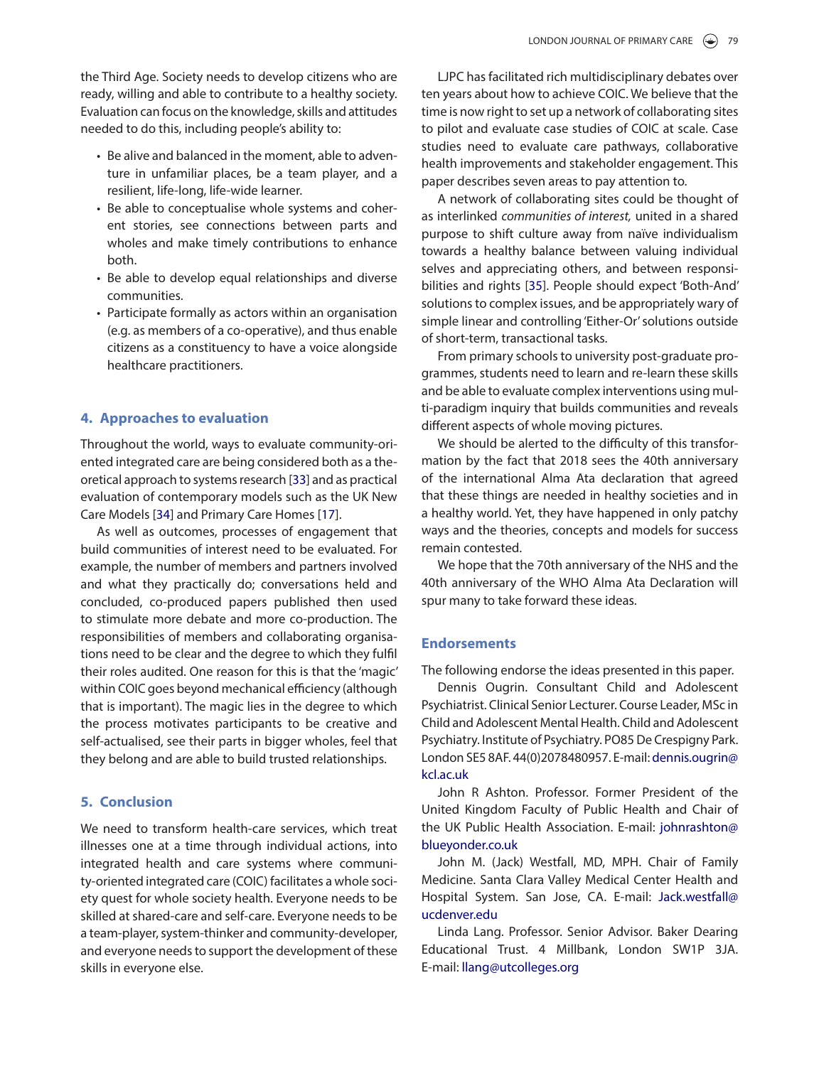the Third Age. Society needs to develop citizens who are ready, willing and able to contribute to a healthy society. Evaluation can focus on the knowledge, skills and attitudes needed to do this, including people's ability to:

- Be alive and balanced in the moment, able to adventure in unfamiliar places, be a team player, and a resilient, life-long, life-wide learner.
- Be able to conceptualise whole systems and coherent stories, see connections between parts and wholes and make timely contributions to enhance both.
- Be able to develop equal relationships and diverse communities.
- Participate formally as actors within an organisation (e.g. as members of a co-operative), and thus enable citizens as a constituency to have a voice alongside healthcare practitioners.

## 4. Approaches to evaluation

Throughout the world, ways to evaluate community-oriented integrated care are being considered both as a theoretical approach to systems research [33] and as practical evaluation of contemporary models such as the UK New Care Models [34] and Primary Care Homes [17].

As well as outcomes, processes of engagement that build communities of interest need to be evaluated. For example, the number of members and partners involved and what they practically do; conversations held and concluded, co-produced papers published then used to stimulate more debate and more co-production. The responsibilities of members and collaborating organisations need to be clear and the degree to which they fulfil their roles audited. One reason for this is that the 'magic' within COIC goes beyond mechanical efficiency (although that is important). The magic lies in the degree to which the process motivates participants to be creative and self-actualised, see their parts in bigger wholes, feel that they belong and are able to build trusted relationships.

## 5. Conclusion

We need to transform health-care services, which treat illnesses one at a time through individual actions, into integrated health and care systems where community-oriented integrated care (COIC) facilitates a whole society quest for whole society health. Everyone needs to be skilled at shared-care and self-care. Everyone needs to be a team-player, system-thinker and community-developer, and everyone needs to support the development of these skills in everyone else.

LJPC has facilitated rich multidisciplinary debates over ten years about how to achieve COIC. We believe that the time is now right to set up a network of collaborating sites to pilot and evaluate case studies of COIC at scale. Case studies need to evaluate care pathways, collaborative health improvements and stakeholder engagement. This paper describes seven areas to pay attention to.

A network of collaborating sites could be thought of as interlinked *communities of interest,* united in a shared purpose to shift culture away from naïve individualism towards a healthy balance between valuing individual selves and appreciating others, and between responsibilities and rights [35]. People should expect 'Both-And' solutions to complex issues, and be appropriately wary of simple linear and controlling 'Either-Or' solutions outside of short-term, transactional tasks.

From primary schools to university post-graduate programmes, students need to learn and re-learn these skills and be able to evaluate complex interventions using multi-paradigm inquiry that builds communities and reveals different aspects of whole moving pictures.

We should be alerted to the difficulty of this transformation by the fact that 2018 sees the 40th anniversary of the international Alma Ata declaration that agreed that these things are needed in healthy societies and in a healthy world. Yet, they have happened in only patchy ways and the theories, concepts and models for success remain contested.

We hope that the 70th anniversary of the NHS and the 40th anniversary of the WHO Alma Ata Declaration will spur many to take forward these ideas.

## Endorsements

The following endorse the ideas presented in this paper.

Dennis Ougrin. Consultant Child and Adolescent Psychiatrist. Clinical Senior Lecturer. Course Leader, MSc in Child and Adolescent Mental Health. Child and Adolescent Psychiatry. Institute of Psychiatry. PO85 De Crespigny Park. London SE5 8AF. 44(0)2078480957. E-mail: dennis.ougrin@kcl.ac.uk

John R Ashton. Professor. Former President of the United Kingdom Faculty of Public Health and Chair of the UK Public Health Association. E-mail: johnrashton@blueyonder.co.uk

John M. (Jack) Westfall, MD, MPH. Chair of Family Medicine. Santa Clara Valley Medical Center Health and Hospital System. San Jose, CA. E-mail: Jack.westfall@ucdenver.edu

Linda Lang. Professor. Senior Advisor. Baker Dearing Educational Trust. 4 Millbank, London SW1P 3JA. E-mail: llang@utcolleges.org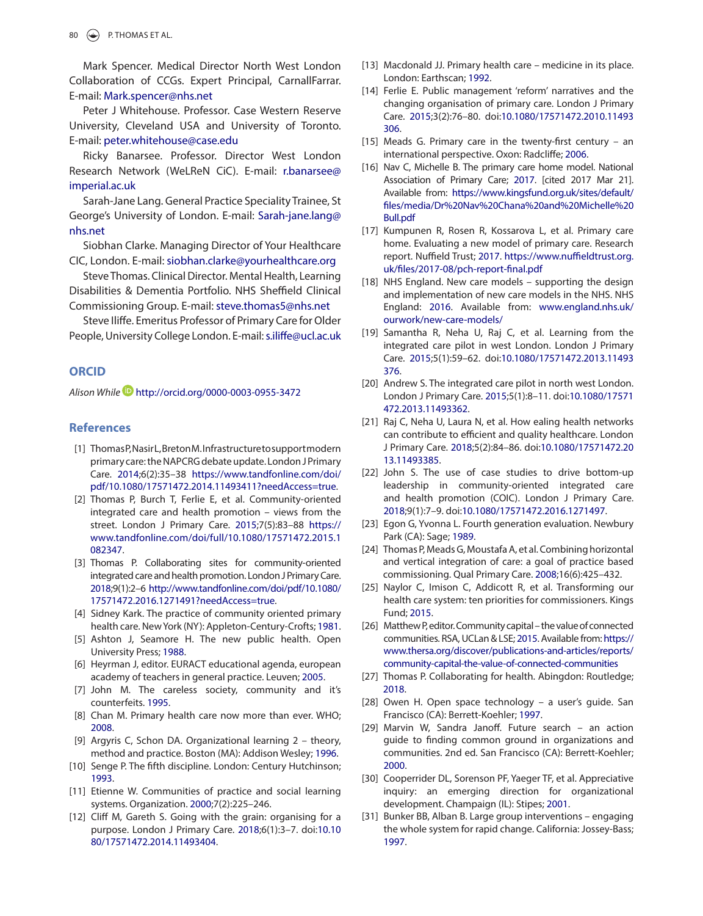Mark Spencer. Medical Director North West London Collaboration of CCGs. Expert Principal, CarnallFarrar. E-mail: Mark.spencer@nhs.net

Peter J Whitehouse. Professor. Case Western Reserve University, Cleveland USA and University of Toronto. E-mail: peter.whitehouse@case.edu

Ricky Banarsee. Professor. Director West London Research Network (WeLReN CiC). E-mail: r.banarsee@imperial.ac.uk

Sarah-Jane Lang. General Practice Speciality Trainee, St George's University of London. E-mail: Sarah-jane.lang@nhs.net

Siobhan Clarke. Managing Director of Your Healthcare CIC, London. E-mail: siobhan.clarke@yourhealthcare.org

Steve Thomas. Clinical Director. Mental Health, Learning Disabilities & Dementia Portfolio. NHS Sheffield Clinical Commissioning Group. E-mail: steve.thomas5@nhs.net

Steve Iliffe. Emeritus Professor of Primary Care for Older People, University College London. E-mail: s.iliffe@ucl.ac.uk

## ORCID

*Alison While* http://orcid.org/0000-0003-0955-3472

## References

[1] Thomas P, Nasir L, Breton M. Infrastructure to support modern primary care: the NAPCRG debate update. London J Primary Care. 2014;6(2):35–38 https://www.tandfonline.com/doi/pdf/10.1080/17571472.2014.11493411?needAccess=true.

[2] Thomas P, Burch T, Ferlie E, et al. Community-oriented integrated care and health promotion – views from the street. London J Primary Care. 2015;7(5):83–88 https://www.tandfonline.com/doi/full/10.1080/17571472.2015.1082347.

[3] Thomas P. Collaborating sites for community-oriented integrated care and health promotion. London J Primary Care. 2018;9(1):2–6 http://www.tandfonline.com/doi/pdf/10.1080/17571472.2016.1271491?needAccess=true.

[4] Sidney Kark. The practice of community oriented primary health care. New York (NY): Appleton-Century-Crofts; 1981.

[5] Ashton J, Seamore H. The new public health. Open University Press; 1988.

[6] Heyrman J, editor. EURACT educational agenda, european academy of teachers in general practice. Leuven; 2005.

[7] John M. The careless society, community and it's counterfeits. 1995.

[8] Chan M. Primary health care now more than ever. WHO; 2008.

[9] Argyris C, Schon DA. Organizational learning 2 – theory, method and practice. Boston (MA): Addison Wesley; 1996.

[10] Senge P. The fifth discipline. London: Century Hutchinson; 1993.

[11] Etienne W. Communities of practice and social learning systems. Organization. 2000;7(2):225–246.

[12] Cliff M, Gareth S. Going with the grain: organising for a purpose. London J Primary Care. 2018;6(1):3–7. doi:10.1080/17571472.2014.11493404.

[13] Macdonald JJ. Primary health care – medicine in its place. London: Earthscan; 1992.

[14] Ferlie E. Public management 'reform' narratives and the changing organisation of primary care. London J Primary Care. 2015;3(2):76–80. doi:10.1080/17571472.2010.11493306.

[15] Meads G. Primary care in the twenty-first century – an international perspective. Oxon: Radcliffe; 2006.

[16] Nav C, Michelle B. The primary care home model. National Association of Primary Care; 2017. [cited 2017 Mar 21]. Available from: https://www.kingsfund.org.uk/sites/default/files/media/Dr%20Nav%20Chana%20and%20Michelle%20Bull.pdf

[17] Kumpunen R, Rosen R, Kossarova L, et al. Primary care home. Evaluating a new model of primary care. Research report. Nuffield Trust; 2017. https://www.nuffieldtrust.org.uk/files/2017-08/pch-report-final.pdf

[18] NHS England. New care models – supporting the design and implementation of new care models in the NHS. NHS England: 2016. Available from: www.england.nhs.uk/ourwork/new-care-models/

[19] Samantha R, Neha U, Raj C, et al. Learning from the integrated care pilot in west London. London J Primary Care. 2015;5(1):59–62. doi:10.1080/17571472.2013.11493376.

[20] Andrew S. The integrated care pilot in north west London. London J Primary Care. 2015;5(1):8–11. doi:10.1080/17571472.2013.11493362.

[21] Raj C, Neha U, Laura N, et al. How ealing health networks can contribute to efficient and quality healthcare. London J Primary Care. 2018;5(2):84–86. doi:10.1080/17571472.2013.11493385.

[22] John S. The use of case studies to drive bottom-up leadership in community-oriented integrated care and health promotion (COIC). London J Primary Care. 2018;9(1):7–9. doi:10.1080/17571472.2016.1271497.

[23] Egon G, Yvonna L. Fourth generation evaluation. Newbury Park (CA): Sage; 1989.

[24] Thomas P, Meads G, Moustafa A, et al. Combining horizontal and vertical integration of care: a goal of practice based commissioning. Qual Primary Care. 2008;16(6):425–432.

[25] Naylor C, Imison C, Addicott R, et al. Transforming our health care system: ten priorities for commissioners. Kings Fund; 2015.

[26] Matthew P, editor. Community capital – the value of connected communities. RSA, UCLan & LSE; 2015. Available from: https://www.thersa.org/discover/publications-and-articles/reports/community-capital-the-value-of-connected-communities

[27] Thomas P. Collaborating for health. Abingdon: Routledge; 2018.

[28] Owen H. Open space technology – a user's guide. San Francisco (CA): Berrett-Koehler; 1997.

[29] Marvin W, Sandra Janoff. Future search – an action guide to finding common ground in organizations and communities. 2nd ed. San Francisco (CA): Berrett-Koehler; 2000.

[30] Cooperrider DL, Sorenson PF, Yaeger TF, et al. Appreciative inquiry: an emerging direction for organizational development. Champaign (IL): Stipes; 2001.

[31] Bunker BB, Alban B. Large group interventions – engaging the whole system for rapid change. California: Jossey-Bass; 1997.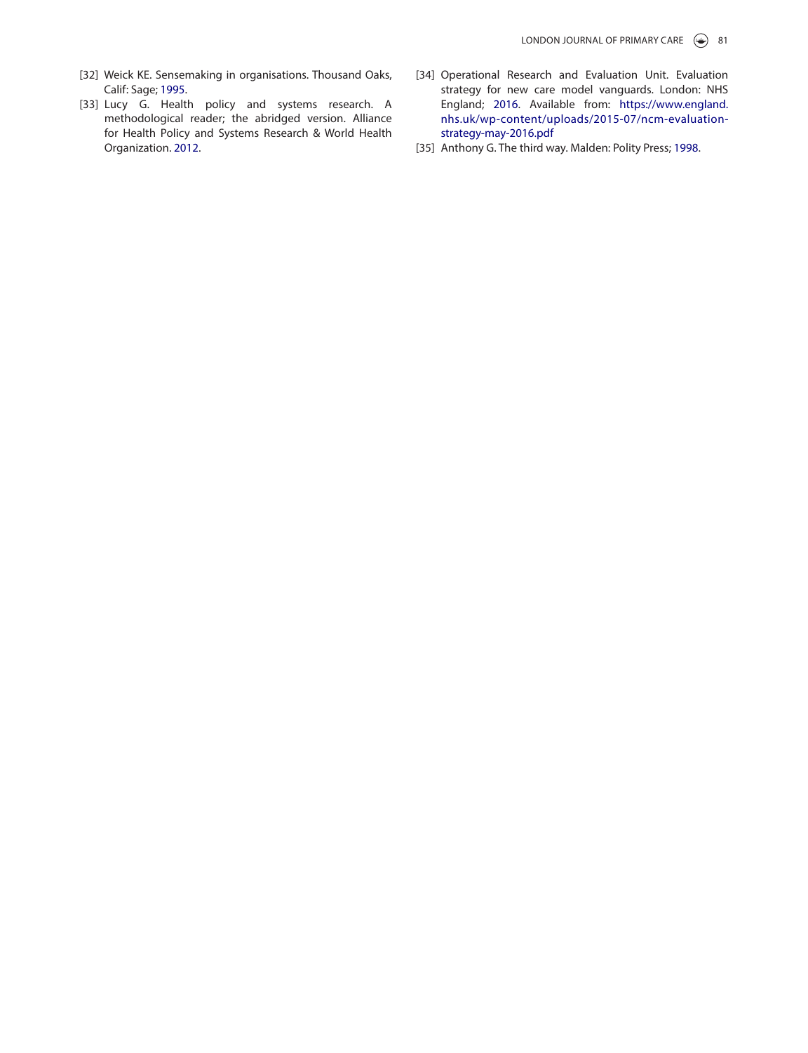[32] Weick KE. Sensemaking in organisations. Thousand Oaks, Calif: Sage; 1995.

[33] Lucy G. Health policy and systems research. A methodological reader; the abridged version. Alliance for Health Policy and Systems Research & World Health Organization. 2012.

[34] Operational Research and Evaluation Unit. Evaluation strategy for new care model vanguards. London: NHS England; 2016. Available from: https://www.england.nhs.uk/wp-content/uploads/2015-07/ncm-evaluation-strategy-may-2016.pdf

[35] Anthony G. The third way. Malden: Polity Press; 1998.